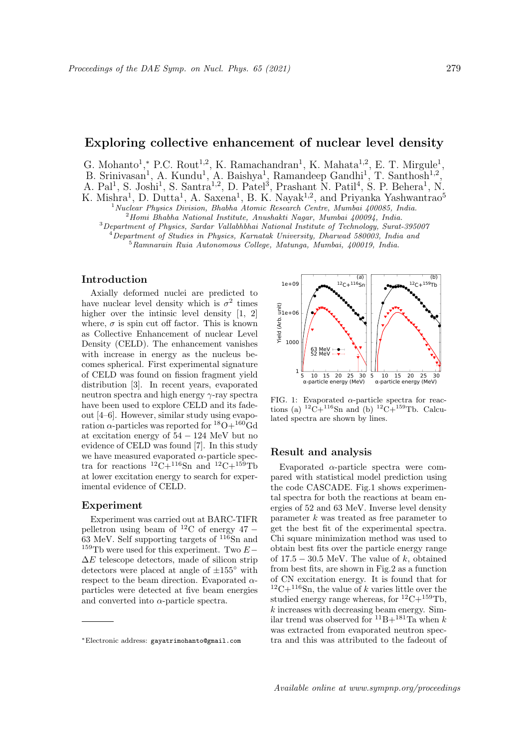# Exploring collective enhancement of nuclear level density

G. Mohanto[1,*], P.C. Rout[1,2], K. Ramachandran[1], K. Mahata[1,2], E. T. Mirgule[1], B. Srinivasan[1], A. Kundu[1], A. Baishya[1], Ramandeep Gandhi[1], T. Santhosh[1,2], A. Pal[1], S. Joshi[1], S. Santra[1,2], D. Patel[3], Prashant N. Patil[4], S. P. Behera[1], N. K. Mishra[1], D. Dutta[1], A. Saxena[1], B. K. Nayak[1,2], and Priyanka Yashwantrao[5]

[1]*Nuclear Physics Division, Bhabha Atomic Research Centre, Mumbai 400085, India.*
[2]*Homi Bhabha National Institute, Anushakti Nagar, Mumbai 400094, India.*
[3]*Department of Physics, Sardar Vallabhbhai National Institute of Technology, Surat-395007*
[4]*Department of Studies in Physics, Karnatak University, Dharwad 580003, India and*
[5]*Ramnarain Ruia Autonomous College, Matunga, Mumbai, 400019, India.*

## Introduction

Axially deformed nuclei are predicted to have nuclear level density which is $\sigma^2$ times higher over the intinsic level density [1, 2] where, $\sigma$ is spin cut off factor. This is known as Collective Enhancement of nuclear Level Density (CELD). The enhancement vanishes with increase in energy as the nucleus becomes spherical. First experimental signature of CELD was found on fission fragment yield distribution [3]. In recent years, evaporated neutron spectra and high energy $\gamma$-ray spectra have been used to explore CELD and its fadeout [4–6]. However, similar study using evaporation $\alpha$-particles was reported for $^{18}$O+$^{160}$Gd at excitation energy of $54 - 124$ MeV but no evidence of CELD was found [7]. In this study we have measured evaporated $\alpha$-particle spectra for reactions $^{12}$C+$^{116}$Sn and $^{12}$C+$^{159}$Tb at lower excitation energy to search for experimental evidence of CELD.

## Experiment

Experiment was carried out at BARC-TIFR pelletron using beam of $^{12}$C of energy $47 - 63$ MeV. Self supporting targets of $^{116}$Sn and $^{159}$Tb were used for this experiment. Two $E - \Delta E$ telescope detectors, made of silicon strip detectors were placed at angle of $\pm 155^{\circ}$ with respect to the beam direction. Evaporated $\alpha$-particles were detected at five beam energies and converted into $\alpha$-particle spectra.

FIG. 1: Evaporated $\alpha$-particle spectra for reactions (a) $^{12}$C+$^{116}$Sn and (b) $^{12}$C+$^{159}$Tb. Calculated spectra are shown by lines.

## Result and analysis

Evaporated $\alpha$-particle spectra were compared with statistical model prediction using the code CASCADE. Fig.1 shows experimental spectra for both the reactions at beam energies of 52 and 63 MeV. Inverse level density parameter $k$ was treated as free parameter to get the best fit of the experimental spectra. Chi square minimization method was used to obtain best fits over the particle energy range of $17.5 - 30.5$ MeV. The value of $k$, obtained from best fits, are shown in Fig.2 as a function of CN excitation energy. It is found that for $^{12}$C+$^{116}$Sn, the value of $k$ varies little over the studied energy range whereas, for $^{12}$C+$^{159}$Tb, $k$ increases with decreasing beam energy. Similar trend was observed for $^{11}$B+$^{181}$Ta when $k$ was extracted from evaporated neutron spectra and this was attributed to the fadeout of

---

*Electronic address: gayatrimohanto@gmail.com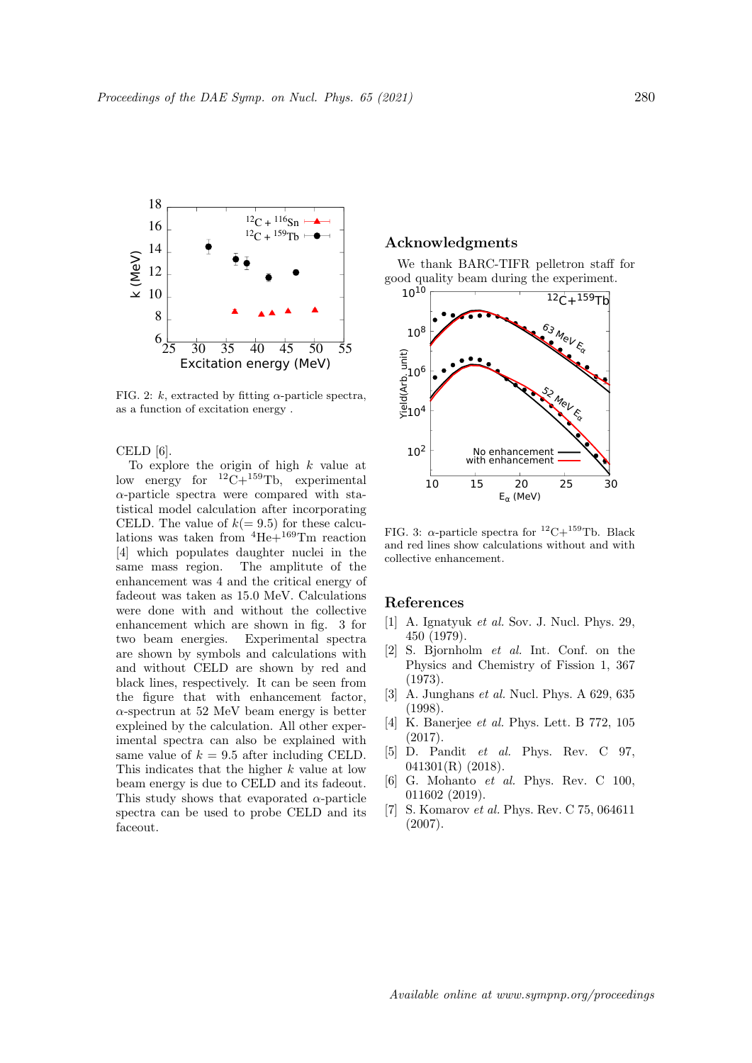18
16
14
12
10
8
6
k (MeV)
25 30 35 40 45 50 55
Excitation energy (MeV)
$^{12}$C + $^{116}$Sn
$^{12}$C + $^{159}$Tb

FIG. 2: $k$, extracted by fitting $\alpha$-particle spectra, as a function of excitation energy .

CELD [6].

To explore the origin of high $k$ value at low energy for $^{12}$C+$^{159}$Tb, experimental $\alpha$-particle spectra were compared with statistical model calculation after incorporating CELD. The value of $k(=9.5)$ for these calculations was taken from $^{4}$He+$^{169}$Tm reaction [4] which populates daughter nuclei in the same mass region. The amplitute of the enhancement was 4 and the critical energy of fadeout was taken as 15.0 MeV. Calculations were done with and without the collective enhancement which are shown in fig. 3 for two beam energies. Experimental spectra are shown by symbols and calculations with and without CELD are shown by red and black lines, respectively. It can be seen from the figure that with enhancement factor, $\alpha$-spectrun at 52 MeV beam energy is better expleined by the calculation. All other experimental spectra can also be explained with same value of $k = 9.5$ after including CELD. This indicates that the higher $k$ value at low beam energy is due to CELD and its fadeout. This study shows that evaporated $\alpha$-particle spectra can be used to probe CELD and its faceout.

## Acknowledgments

We thank BARC-TIFR pelletron staff for good quality beam during the experiment.

$10^{10}$
$10^{8}$
$10^{6}$
$10^{4}$
$10^{2}$
Yield(Arb. unit)
$^{12}$C+$^{159}$Tb
63 MeV $E_\alpha$
52 MeV $E_\alpha$
No enhancement
with enhancement
10 15 20 25 30
$E_\alpha$ (MeV)

FIG. 3: $\alpha$-particle spectra for $^{12}$C+$^{159}$Tb. Black and red lines show calculations without and with collective enhancement.

## References

[1] A. Ignatyuk *et al.* Sov. J. Nucl. Phys. 29, 450 (1979).

[2] S. Bjornholm *et al.* Int. Conf. on the Physics and Chemistry of Fission 1, 367 (1973).

[3] A. Junghans *et al.* Nucl. Phys. A 629, 635 (1998).

[4] K. Banerjee *et al.* Phys. Lett. B 772, 105 (2017).

[5] D. Pandit *et al.* Phys. Rev. C 97, 041301(R) (2018).

[6] G. Mohanto *et al.* Phys. Rev. C 100, 011602 (2019).

[7] S. Komarov *et al.* Phys. Rev. C 75, 064611 (2007).